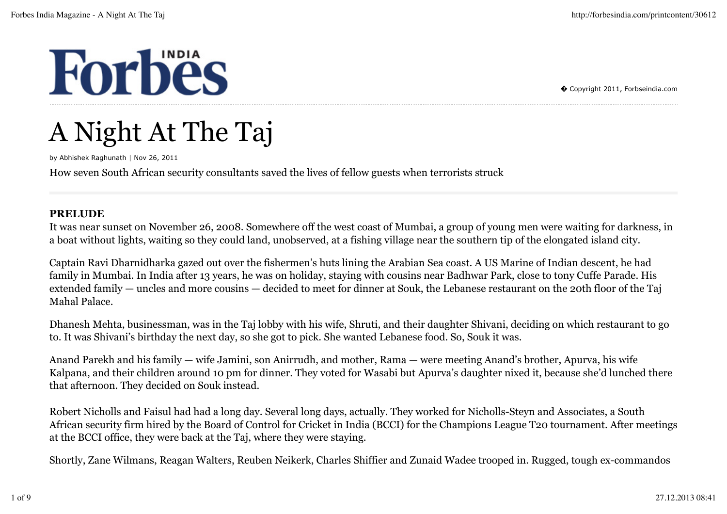# A Night At The Taj

by Abhishek Raghunath | Nov 26, 2011

How seven South African security consultants saved the lives of fellow guests when terrorists struck

**PRELUDE**

It was near sunset on November 26, 2008. Somewhere off the west coast of Mumbai, a group of young men were waiting for darkness, in a boat without lights, waiting so they could land, unobserved, at a fishing village near the southern tip of the elongated island city.

Captain Ravi Dharnidharka gazed out over the fishermen's huts lining the Arabian Sea coast. A US Marine of Indian descent, he had family in Mumbai. In India after 13 years, he was on holiday, staying with cousins near Badhwar Park, close to tony Cuffe Parade. His extended family — uncles and more cousins — decided to meet for dinner at Souk, the Lebanese restaurant on the 20th floor of the Taj Mahal Palace.

Dhanesh Mehta, businessman, was in the Taj lobby with his wife, Shruti, and their daughter Shivani, deciding on which restaurant to go to. It was Shivani's birthday the next day, so she got to pick. She wanted Lebanese food. So, Souk it was.

Anand Parekh and his family — wife Jamini, son Anirrudh, and mother, Rama — were meeting Anand's brother, Apurva, his wife Kalpana, and their children around 10 pm for dinner. They voted for Wasabi but Apurva's daughter nixed it, because she'd lunched there that afternoon. They decided on Souk instead.

Robert Nicholls and Faisul had had a long day. Several long days, actually. They worked for Nicholls-Steyn and Associates, a South African security firm hired by the Board of Control for Cricket in India (BCCI) for the Champions League T20 tournament. After meetings at the BCCI office, they were back at the Taj, where they were staying.

Shortly, Zane Wilmans, Reagan Walters, Reuben Neikerk, Charles Shiffier and Zunaid Wadee trooped in. Rugged, tough ex-commandos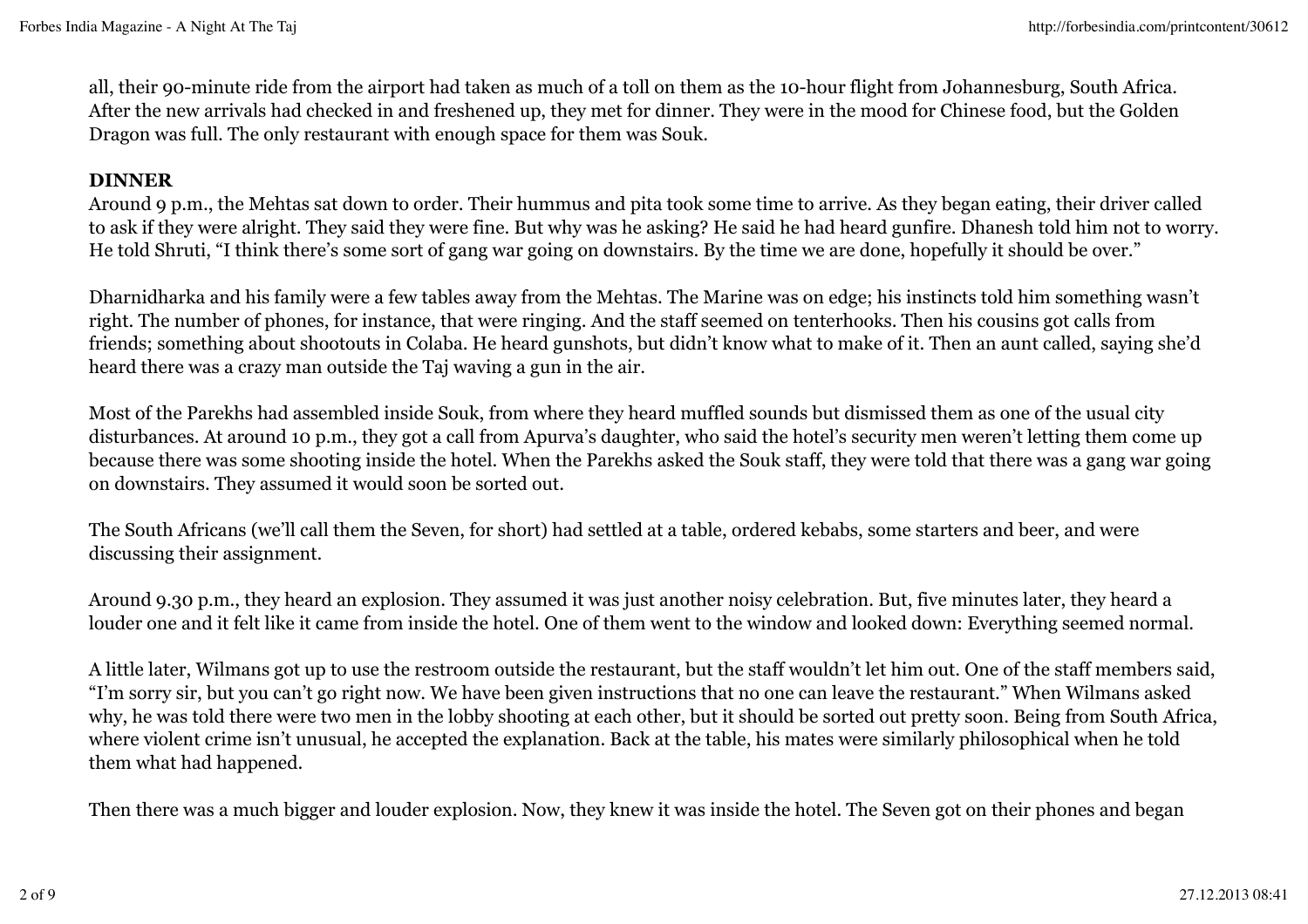all, their 90-minute ride from the airport had taken as much of a toll on them as the 10-hour flight from Johannesburg, South Africa. After the new arrivals had checked in and freshened up, they met for dinner. They were in the mood for Chinese food, but the Golden Dragon was full. The only restaurant with enough space for them was Souk.

**DINNER**

Around 9 p.m., the Mehtas sat down to order. Their hummus and pita took some time to arrive. As they began eating, their driver called to ask if they were alright. They said they were fine. But why was he asking? He said he had heard gunfire. Dhanesh told him not to worry. He told Shruti, "I think there's some sort of gang war going on downstairs. By the time we are done, hopefully it should be over."

Dharnidharka and his family were a few tables away from the Mehtas. The Marine was on edge; his instincts told him something wasn't right. The number of phones, for instance, that were ringing. And the staff seemed on tenterhooks. Then his cousins got calls from friends; something about shootouts in Colaba. He heard gunshots, but didn't know what to make of it. Then an aunt called, saying she'd heard there was a crazy man outside the Taj waving a gun in the air.

Most of the Parekhs had assembled inside Souk, from where they heard muffled sounds but dismissed them as one of the usual city disturbances. At around 10 p.m., they got a call from Apurva's daughter, who said the hotel's security men weren't letting them come up because there was some shooting inside the hotel. When the Parekhs asked the Souk staff, they were told that there was a gang war going on downstairs. They assumed it would soon be sorted out.

The South Africans (we'll call them the Seven, for short) had settled at a table, ordered kebabs, some starters and beer, and were discussing their assignment.

Around 9.30 p.m., they heard an explosion. They assumed it was just another noisy celebration. But, five minutes later, they heard a louder one and it felt like it came from inside the hotel. One of them went to the window and looked down: Everything seemed normal.

A little later, Wilmans got up to use the restroom outside the restaurant, but the staff wouldn't let him out. One of the staff members said, "I'm sorry sir, but you can't go right now. We have been given instructions that no one can leave the restaurant." When Wilmans asked why, he was told there were two men in the lobby shooting at each other, but it should be sorted out pretty soon. Being from South Africa, where violent crime isn't unusual, he accepted the explanation. Back at the table, his mates were similarly philosophical when he told them what had happened.

Then there was a much bigger and louder explosion. Now, they knew it was inside the hotel. The Seven got on their phones and began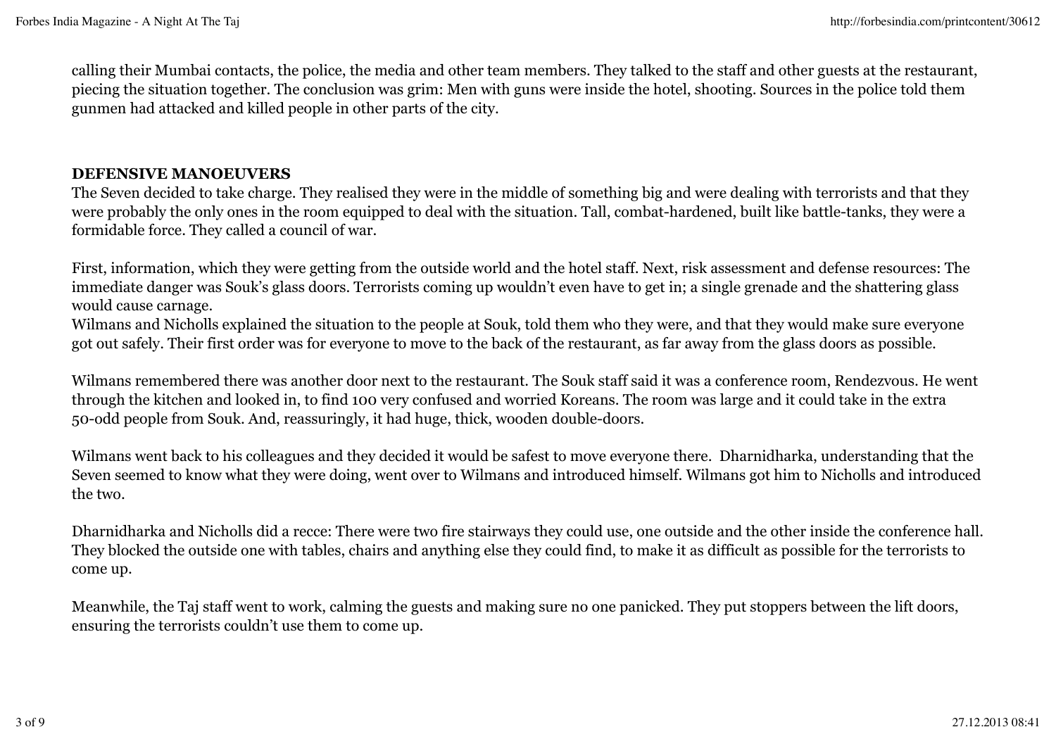calling their Mumbai contacts, the police, the media and other team members. They talked to the staff and other guests at the restaurant, piecing the situation together. The conclusion was grim: Men with guns were inside the hotel, shooting. Sources in the police told them gunmen had attacked and killed people in other parts of the city.

## DEFENSIVE MANOEUVERS

The Seven decided to take charge. They realised they were in the middle of something big and were dealing with terrorists and that they were probably the only ones in the room equipped to deal with the situation. Tall, combat-hardened, built like battle-tanks, they were a formidable force. They called a council of war.

First, information, which they were getting from the outside world and the hotel staff. Next, risk assessment and defense resources: The immediate danger was Souk's glass doors. Terrorists coming up wouldn't even have to get in; a single grenade and the shattering glass would cause carnage.

Wilmans and Nicholls explained the situation to the people at Souk, told them who they were, and that they would make sure everyone got out safely. Their first order was for everyone to move to the back of the restaurant, as far away from the glass doors as possible.

Wilmans remembered there was another door next to the restaurant. The Souk staff said it was a conference room, Rendezvous. He went through the kitchen and looked in, to find 100 very confused and worried Koreans. The room was large and it could take in the extra 50-odd people from Souk. And, reassuringly, it had huge, thick, wooden double-doors.

Wilmans went back to his colleagues and they decided it would be safest to move everyone there. Dharnidharka, understanding that the Seven seemed to know what they were doing, went over to Wilmans and introduced himself. Wilmans got him to Nicholls and introduced the two.

Dharnidharka and Nicholls did a recce: There were two fire stairways they could use, one outside and the other inside the conference hall. They blocked the outside one with tables, chairs and anything else they could find, to make it as difficult as possible for the terrorists to come up.

Meanwhile, the Taj staff went to work, calming the guests and making sure no one panicked. They put stoppers between the lift doors, ensuring the terrorists couldn't use them to come up.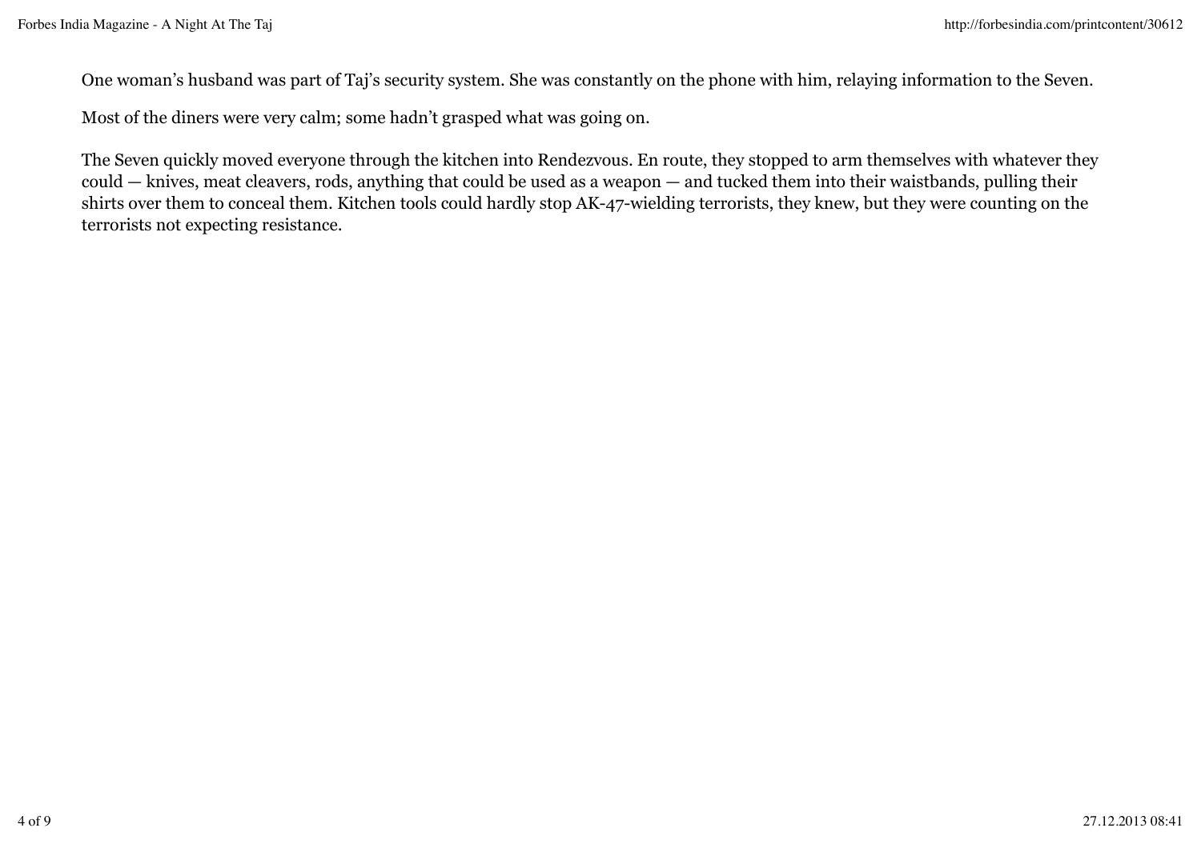One woman's husband was part of Taj's security system. She was constantly on the phone with him, relaying information to the Seven.

Most of the diners were very calm; some hadn't grasped what was going on.

The Seven quickly moved everyone through the kitchen into Rendezvous. En route, they stopped to arm themselves with whatever they could — knives, meat cleavers, rods, anything that could be used as a weapon — and tucked them into their waistbands, pulling their shirts over them to conceal them. Kitchen tools could hardly stop AK-47-wielding terrorists, they knew, but they were counting on the terrorists not expecting resistance.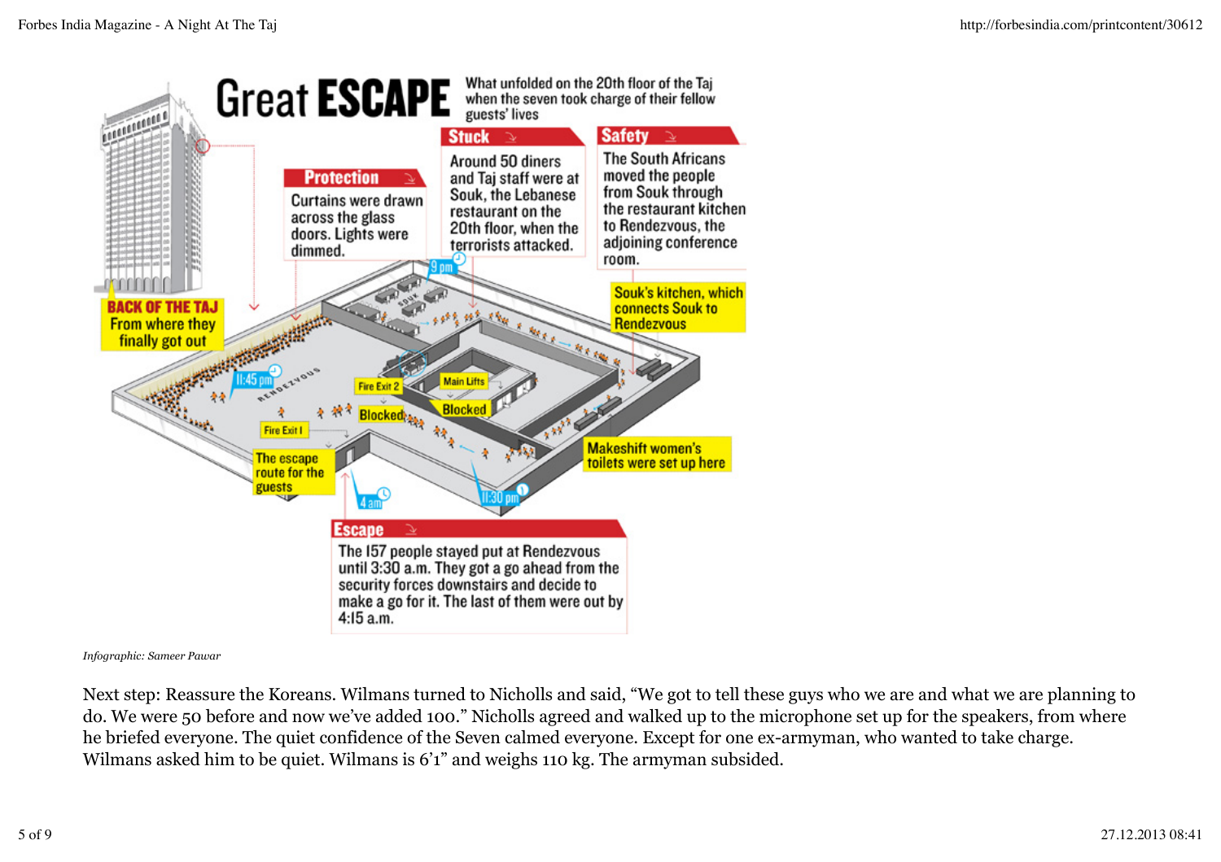# Great ESCAPE

What unfolded on the 20th floor of the Taj when the seven took charge of their fellow guests' lives

**Stuck**

Around 50 diners and Taj staff were at Souk, the Lebanese restaurant on the 20th floor, when the terrorists attacked.

**Safety**

The South Africans moved the people from Souk through the restaurant kitchen to Rendezvous, the adjoining conference room.

**Protection**

Curtains were drawn across the glass doors. Lights were dimmed.

**BACK OF THE TAJ**
From where they finally got out

Souk's kitchen, which connects Souk to Rendezvous

9 pm

11:45 pm

Fire Exit 2

Main Lifts

Blocked

Blocked

Fire Exit I

The escape route for the guests

4 am

11:30 pm

Makeshift women's toilets were set up here

**Escape**

The 157 people stayed put at Rendezvous until 3:30 a.m. They got a go ahead from the security forces downstairs and decide to make a go for it. The last of them were out by 4:15 a.m.

*Infographic: Sameer Pawar*

Next step: Reassure the Koreans. Wilmans turned to Nicholls and said, "We got to tell these guys who we are and what we are planning to do. We were 50 before and now we've added 100." Nicholls agreed and walked up to the microphone set up for the speakers, from where he briefed everyone. The quiet confidence of the Seven calmed everyone. Except for one ex-armyman, who wanted to take charge. Wilmans asked him to be quiet. Wilmans is 6'1" and weighs 110 kg. The armyman subsided.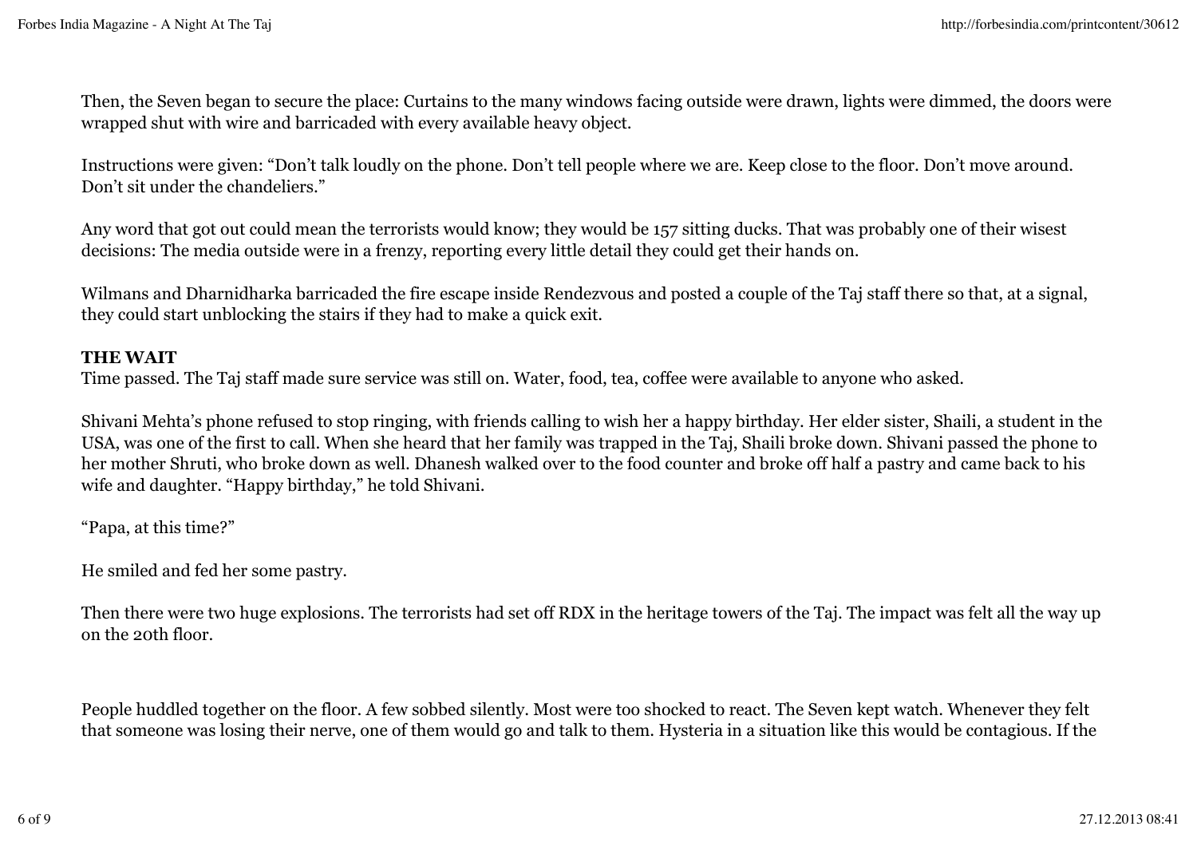Then, the Seven began to secure the place: Curtains to the many windows facing outside were drawn, lights were dimmed, the doors were wrapped shut with wire and barricaded with every available heavy object.

Instructions were given: "Don't talk loudly on the phone. Don't tell people where we are. Keep close to the floor. Don't move around. Don't sit under the chandeliers."

Any word that got out could mean the terrorists would know; they would be 157 sitting ducks. That was probably one of their wisest decisions: The media outside were in a frenzy, reporting every little detail they could get their hands on.

Wilmans and Dharnidharka barricaded the fire escape inside Rendezvous and posted a couple of the Taj staff there so that, at a signal, they could start unblocking the stairs if they had to make a quick exit.

**THE WAIT**

Time passed. The Taj staff made sure service was still on. Water, food, tea, coffee were available to anyone who asked.

Shivani Mehta's phone refused to stop ringing, with friends calling to wish her a happy birthday. Her elder sister, Shaili, a student in the USA, was one of the first to call. When she heard that her family was trapped in the Taj, Shaili broke down. Shivani passed the phone to her mother Shruti, who broke down as well. Dhanesh walked over to the food counter and broke off half a pastry and came back to his wife and daughter. "Happy birthday," he told Shivani.

"Papa, at this time?"

He smiled and fed her some pastry.

Then there were two huge explosions. The terrorists had set off RDX in the heritage towers of the Taj. The impact was felt all the way up on the 20th floor.

People huddled together on the floor. A few sobbed silently. Most were too shocked to react. The Seven kept watch. Whenever they felt that someone was losing their nerve, one of them would go and talk to them. Hysteria in a situation like this would be contagious. If the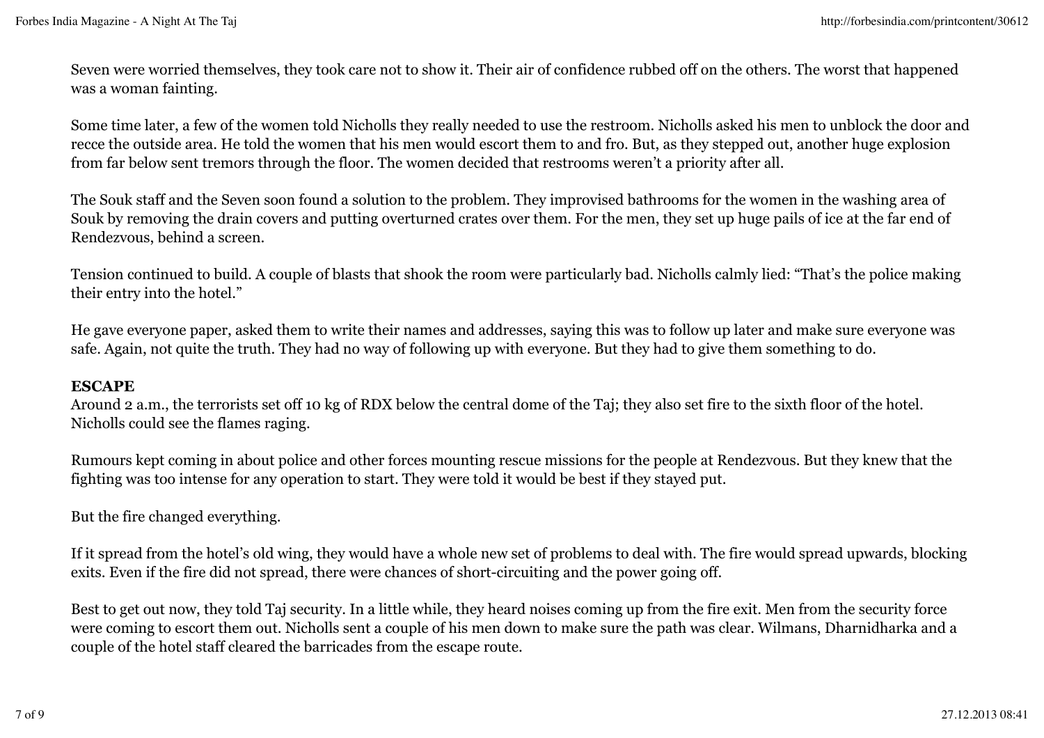Seven were worried themselves, they took care not to show it. Their air of confidence rubbed off on the others. The worst that happened was a woman fainting.

Some time later, a few of the women told Nicholls they really needed to use the restroom. Nicholls asked his men to unblock the door and recce the outside area. He told the women that his men would escort them to and fro. But, as they stepped out, another huge explosion from far below sent tremors through the floor. The women decided that restrooms weren't a priority after all.

The Souk staff and the Seven soon found a solution to the problem. They improvised bathrooms for the women in the washing area of Souk by removing the drain covers and putting overturned crates over them. For the men, they set up huge pails of ice at the far end of Rendezvous, behind a screen.

Tension continued to build. A couple of blasts that shook the room were particularly bad. Nicholls calmly lied: "That's the police making their entry into the hotel."

He gave everyone paper, asked them to write their names and addresses, saying this was to follow up later and make sure everyone was safe. Again, not quite the truth. They had no way of following up with everyone. But they had to give them something to do.

**ESCAPE**

Around 2 a.m., the terrorists set off 10 kg of RDX below the central dome of the Taj; they also set fire to the sixth floor of the hotel. Nicholls could see the flames raging.

Rumours kept coming in about police and other forces mounting rescue missions for the people at Rendezvous. But they knew that the fighting was too intense for any operation to start. They were told it would be best if they stayed put.

But the fire changed everything.

If it spread from the hotel's old wing, they would have a whole new set of problems to deal with. The fire would spread upwards, blocking exits. Even if the fire did not spread, there were chances of short-circuiting and the power going off.

Best to get out now, they told Taj security. In a little while, they heard noises coming up from the fire exit. Men from the security force were coming to escort them out. Nicholls sent a couple of his men down to make sure the path was clear. Wilmans, Dharnidharka and a couple of the hotel staff cleared the barricades from the escape route.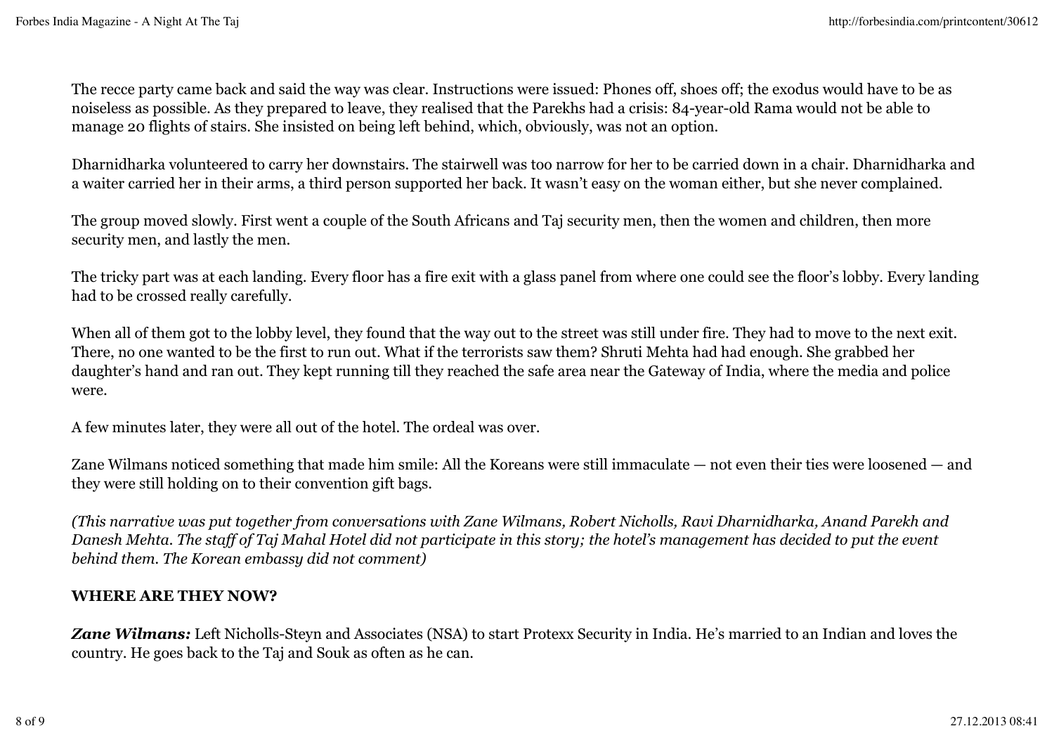The recce party came back and said the way was clear. Instructions were issued: Phones off, shoes off; the exodus would have to be as noiseless as possible. As they prepared to leave, they realised that the Parekhs had a crisis: 84-year-old Rama would not be able to manage 20 flights of stairs. She insisted on being left behind, which, obviously, was not an option.

Dharnidharka volunteered to carry her downstairs. The stairwell was too narrow for her to be carried down in a chair. Dharnidharka and a waiter carried her in their arms, a third person supported her back. It wasn't easy on the woman either, but she never complained.

The group moved slowly. First went a couple of the South Africans and Taj security men, then the women and children, then more security men, and lastly the men.

The tricky part was at each landing. Every floor has a fire exit with a glass panel from where one could see the floor's lobby. Every landing had to be crossed really carefully.

When all of them got to the lobby level, they found that the way out to the street was still under fire. They had to move to the next exit. There, no one wanted to be the first to run out. What if the terrorists saw them? Shruti Mehta had had enough. She grabbed her daughter's hand and ran out. They kept running till they reached the safe area near the Gateway of India, where the media and police were.

A few minutes later, they were all out of the hotel. The ordeal was over.

Zane Wilmans noticed something that made him smile: All the Koreans were still immaculate — not even their ties were loosened — and they were still holding on to their convention gift bags.

*(This narrative was put together from conversations with Zane Wilmans, Robert Nicholls, Ravi Dharnidharka, Anand Parekh and Danesh Mehta. The staff of Taj Mahal Hotel did not participate in this story; the hotel's management has decided to put the event behind them. The Korean embassy did not comment)*

**WHERE ARE THEY NOW?**

***Zane Wilmans:*** Left Nicholls-Steyn and Associates (NSA) to start Protexx Security in India. He's married to an Indian and loves the country. He goes back to the Taj and Souk as often as he can.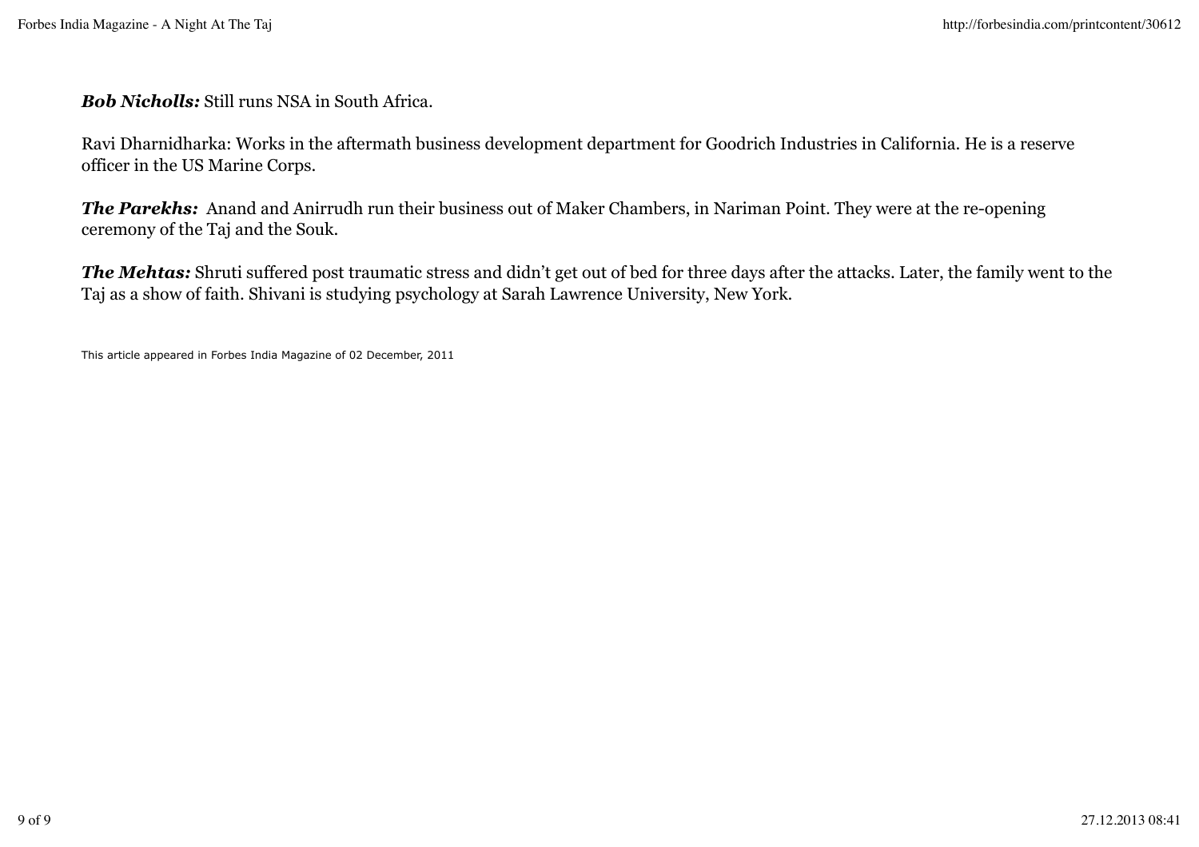***Bob Nicholls:*** Still runs NSA in South Africa.

Ravi Dharnidharka: Works in the aftermath business development department for Goodrich Industries in California. He is a reserve officer in the US Marine Corps.

***The Parekhs:*** Anand and Anirrudh run their business out of Maker Chambers, in Nariman Point. They were at the re-opening ceremony of the Taj and the Souk.

***The Mehtas:*** Shruti suffered post traumatic stress and didn't get out of bed for three days after the attacks. Later, the family went to the Taj as a show of faith. Shivani is studying psychology at Sarah Lawrence University, New York.

This article appeared in Forbes India Magazine of 02 December, 2011